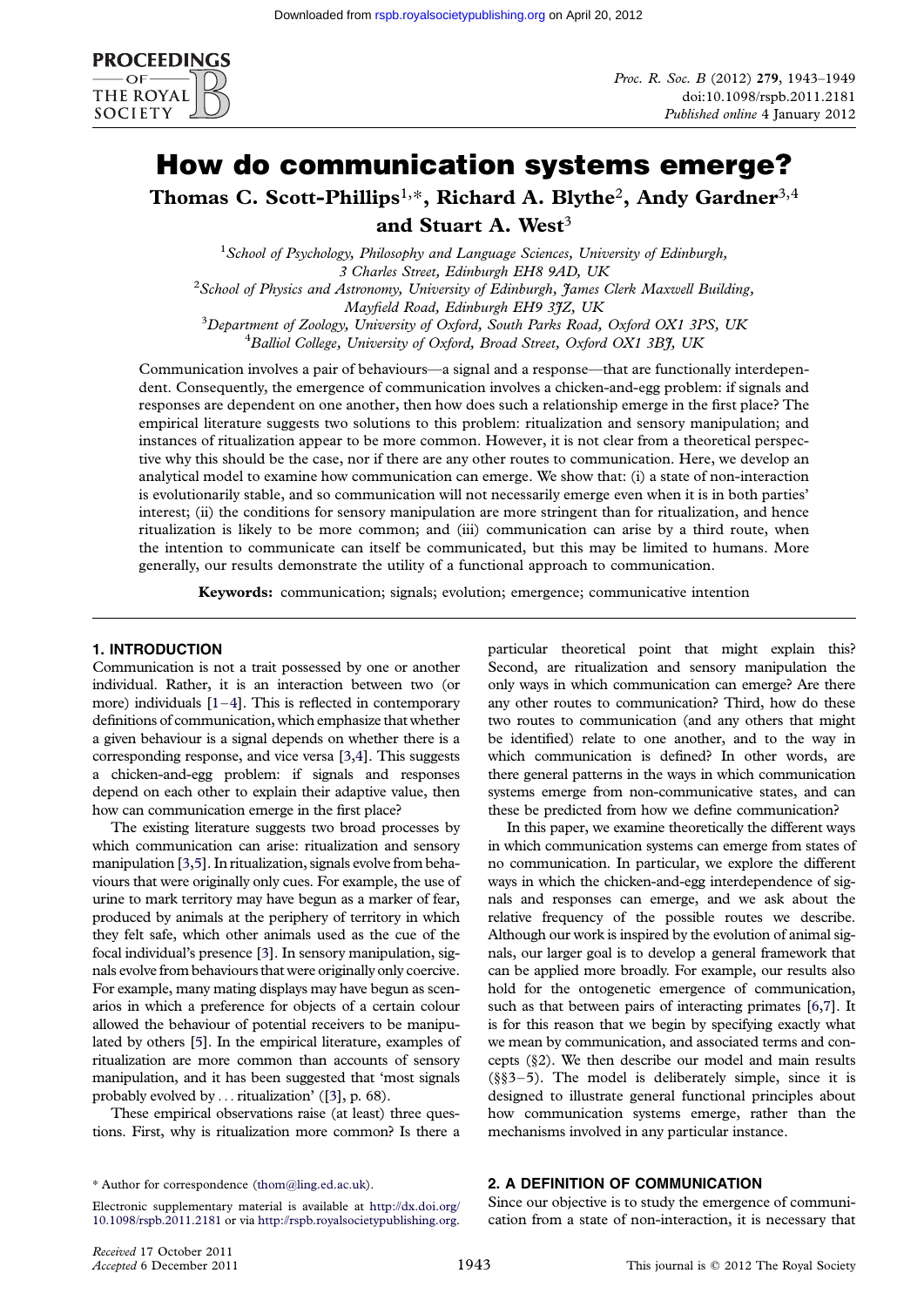# How do communication systems emerge?

**Thomas C. Scott-Phillips[1,*], Richard A. Blythe[2], Andy Gardner[3,4] and Stuart A. West[3]**

[1]*School of Psychology, Philosophy and Language Sciences, University of Edinburgh, 3 Charles Street, Edinburgh EH8 9AD, UK*
[2]*School of Physics and Astronomy, University of Edinburgh, James Clerk Maxwell Building, Mayfield Road, Edinburgh EH9 3JZ, UK*
[3]*Department of Zoology, University of Oxford, South Parks Road, Oxford OX1 3PS, UK*
[4]*Balliol College, University of Oxford, Broad Street, Oxford OX1 3BJ, UK*

Communication involves a pair of behaviours—a signal and a response—that are functionally interdependent. Consequently, the emergence of communication involves a chicken-and-egg problem: if signals and responses are dependent on one another, then how does such a relationship emerge in the first place? The empirical literature suggests two solutions to this problem: ritualization and sensory manipulation; and instances of ritualization appear to be more common. However, it is not clear from a theoretical perspective why this should be the case, nor if there are any other routes to communication. Here, we develop an analytical model to examine how communication can emerge. We show that: (i) a state of non-interaction is evolutionarily stable, and so communication will not necessarily emerge even when it is in both parties' interest; (ii) the conditions for sensory manipulation are more stringent than for ritualization, and hence ritualization is likely to be more common; and (iii) communication can arise by a third route, when the intention to communicate can itself be communicated, but this may be limited to humans. More generally, our results demonstrate the utility of a functional approach to communication.

**Keywords:** communication; signals; evolution; emergence; communicative intention

## 1. INTRODUCTION

Communication is not a trait possessed by one or another individual. Rather, it is an interaction between two (or more) individuals [1–4]. This is reflected in contemporary definitions of communication, which emphasize that whether a given behaviour is a signal depends on whether there is a corresponding response, and vice versa [3,4]. This suggests a chicken-and-egg problem: if signals and responses depend on each other to explain their adaptive value, then how can communication emerge in the first place?

The existing literature suggests two broad processes by which communication can arise: ritualization and sensory manipulation [3,5]. In ritualization, signals evolve from behaviours that were originally only cues. For example, the use of urine to mark territory may have begun as a marker of fear, produced by animals at the periphery of territory in which they felt safe, which other animals used as the cue of the focal individual's presence [3]. In sensory manipulation, signals evolve from behaviours that were originally only coercive. For example, many mating displays may have begun as scenarios in which a preference for objects of a certain colour allowed the behaviour of potential receivers to be manipulated by others [5]. In the empirical literature, examples of ritualization are more common than accounts of sensory manipulation, and it has been suggested that 'most signals probably evolved by ... ritualization' ([3], p. 68).

These empirical observations raise (at least) three questions. First, why is ritualization more common? Is there a particular theoretical point that might explain this? Second, are ritualization and sensory manipulation the only ways in which communication can emerge? Are there any other routes to communication? Third, how do these two routes to communication (and any others that might be identified) relate to one another, and to the way in which communication is defined? In other words, are there general patterns in the ways in which communication systems emerge from non-communicative states, and can these be predicted from how we define communication?

In this paper, we examine theoretically the different ways in which communication systems can emerge from states of no communication. In particular, we explore the different ways in which the chicken-and-egg interdependence of signals and responses can emerge, and we ask about the relative frequency of the possible routes we describe. Although our work is inspired by the evolution of animal signals, our larger goal is to develop a general framework that can be applied more broadly. For example, our results also hold for the ontogenetic emergence of communication, such as that between pairs of interacting primates [6,7]. It is for this reason that we begin by specifying exactly what we mean by communication, and associated terms and concepts (§2). We then describe our model and main results (§§3–5). The model is deliberately simple, since it is designed to illustrate general functional principles about how communication systems emerge, rather than the mechanisms involved in any particular instance.

## 2. A DEFINITION OF COMMUNICATION

Since our objective is to study the emergence of communication from a state of non-interaction, it is necessary that

\* Author for correspondence (thom@ling.ed.ac.uk).

Electronic supplementary material is available at http://dx.doi.org/10.1098/rspb.2011.2181 or via http://rspb.royalsocietypublishing.org.

Received 17 October 2011
Accepted 6 December 2011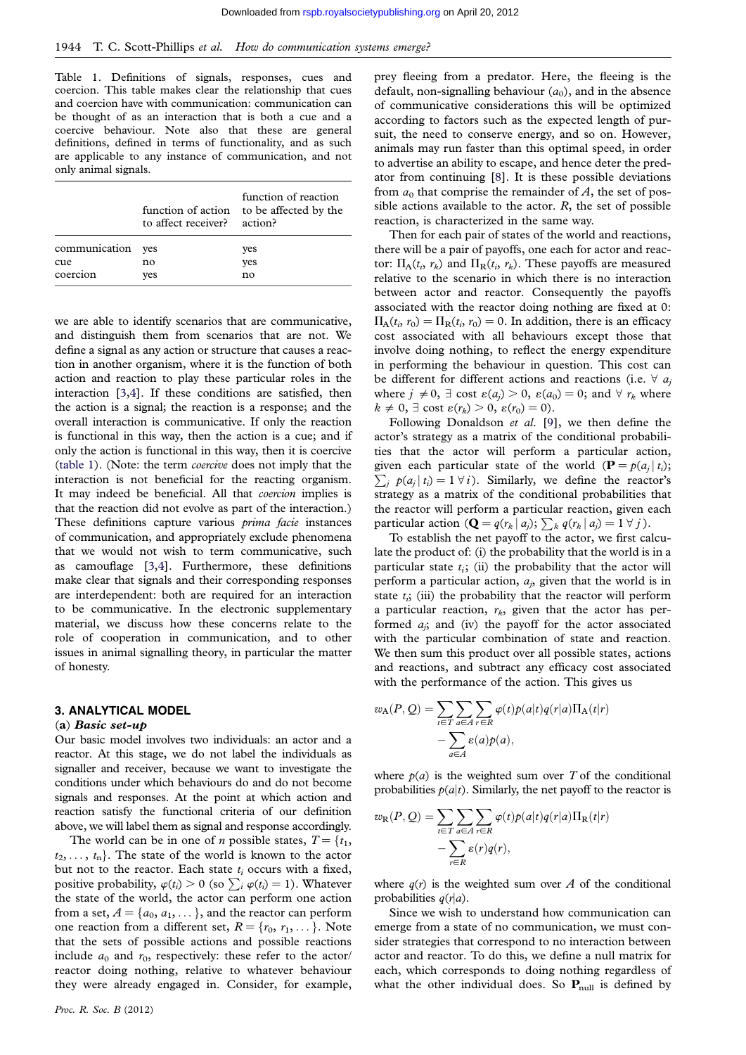Table 1. Definitions of signals, responses, cues and coercion. This table makes clear the relationship that cues and coercion have with communication: communication can be thought of as an interaction that is both a cue and a coercive behaviour. Note also that these are general definitions, defined in terms of functionality, and as such are applicable to any instance of communication, and not only animal signals.

| | function of action to affect receiver? | function of reaction to be affected by the action? |
|---|---|---|
| communication | yes | yes |
| cue | no | yes |
| coercion | yes | no |

we are able to identify scenarios that are communicative, and distinguish them from scenarios that are not. We define a signal as any action or structure that causes a reaction in another organism, where it is the function of both action and reaction to play these particular roles in the interaction [3,4]. If these conditions are satisfied, then the action is a signal; the reaction is a response; and the overall interaction is communicative. If only the reaction is functional in this way, then the action is a cue; and if only the action is functional in this way, then it is coercive (table 1). (Note: the term *coercive* does not imply that the interaction is not beneficial for the reacting organism. It may indeed be beneficial. All that *coercion* implies is that the reaction did not evolve as part of the interaction.) These definitions capture various *prima facie* instances of communication, and appropriately exclude phenomena that we would not wish to term communicative, such as camouflage [3,4]. Furthermore, these definitions make clear that signals and their corresponding responses are interdependent: both are required for an interaction to be communicative. In the electronic supplementary material, we discuss how these concerns relate to the role of cooperation in communication, and to other issues in animal signalling theory, in particular the matter of honesty.

## 3. ANALYTICAL MODEL

### (a) *Basic set-up*

Our basic model involves two individuals: an actor and a reactor. At this stage, we do not label the individuals as signaller and receiver, because we want to investigate the conditions under which behaviours do and do not become signals and responses. At the point at which action and reaction satisfy the functional criteria of our definition above, we will label them as signal and response accordingly.

The world can be in one of $n$ possible states, $T = \{t_1, t_2, \dots, t_n\}$. The state of the world is known to the actor but not to the reactor. Each state $t_i$ occurs with a fixed, positive probability, $\varphi(t_i) > 0$ (so $\sum_i \varphi(t_i) = 1$). Whatever the state of the world, the actor can perform one action from a set, $A = \{a_0, a_1, \dots\}$, and the reactor can perform one reaction from a different set, $R = \{r_0, r_1, \dots\}$. Note that the sets of possible actions and possible reactions include $a_0$ and $r_0$, respectively: these refer to the actor/reactor doing nothing, relative to whatever behaviour they were already engaged in. Consider, for example, prey fleeing from a predator. Here, the fleeing is the default, non-signalling behaviour ($a_0$), and in the absence of communicative considerations this will be optimized according to factors such as the expected length of pursuit, the need to conserve energy, and so on. However, animals may run faster than this optimal speed, in order to advertise an ability to escape, and hence deter the predator from continuing [8]. It is these possible deviations from $a_0$ that comprise the remainder of $A$, the set of possible actions available to the actor. $R$, the set of possible reaction, is characterized in the same way.

Then for each pair of states of the world and reactions, there will be a pair of payoffs, one each for actor and reactor: $\Pi_A(t_i, r_k)$ and $\Pi_R(t_i, r_k)$. These payoffs are measured relative to the scenario in which there is no interaction between actor and reactor. Consequently the payoffs associated with the reactor doing nothing are fixed at 0: $\Pi_A(t_i, r_0) = \Pi_R(t_i, r_0) = 0$. In addition, there is an efficacy cost associated with all behaviours except those that involve doing nothing, to reflect the energy expenditure in performing the behaviour in question. This cost can be different for different actions and reactions (i.e. $\forall\ a_j$ where $j \neq 0$, $\exists$ cost $\varepsilon(a_j) > 0$, $\varepsilon(a_0) = 0$; and $\forall\ r_k$ where $k \neq 0$, $\exists$ cost $\varepsilon(r_k) > 0$, $\varepsilon(r_0) = 0$).

Following Donaldson *et al.* [9], we then define the actor's strategy as a matrix of the conditional probabilities that the actor will perform a particular action, given each particular state of the world ($\mathbf{P} = p(a_j \mid t_i)$; $\sum_j p(a_j \mid t_i) = 1\ \forall\, i$). Similarly, we define the reactor's strategy as a matrix of the conditional probabilities that the reactor will perform a particular reaction, given each particular action ($\mathbf{Q} = q(r_k \mid a_j)$; $\sum_k q(r_k \mid a_j) = 1\ \forall\, j$).

To establish the net payoff to the actor, we first calculate the product of: (i) the probability that the world is in a particular state $t_i$; (ii) the probability that the actor will perform a particular action, $a_j$, given that the world is in state $t_i$; (iii) the probability that the reactor will perform a particular reaction, $r_k$, given that the actor has performed $a_j$; and (iv) the payoff for the actor associated with the particular combination of state and reaction. We then sum this product over all possible states, actions and reactions, and subtract any efficacy cost associated with the performance of the action. This gives us

$$w_A(P, Q) = \sum_{t \in T} \sum_{a \in A} \sum_{r \in R} \varphi(t) p(a|t) q(r|a) \Pi_A(t|r) - \sum_{a \in A} \varepsilon(a) p(a),$$

where $p(a)$ is the weighted sum over $T$ of the conditional probabilities $p(a|t)$. Similarly, the net payoff to the reactor is

$$w_R(P, Q) = \sum_{t \in T} \sum_{a \in A} \sum_{r \in R} \varphi(t) p(a|t) q(r|a) \Pi_R(t|r) - \sum_{r \in R} \varepsilon(r) q(r),$$

where $q(r)$ is the weighted sum over $A$ of the conditional probabilities $q(r|a)$.

Since we wish to understand how communication can emerge from a state of no communication, we must consider strategies that correspond to no interaction between actor and reactor. To do this, we define a null matrix for each, which corresponds to doing nothing regardless of what the other individual does. So $\mathbf{P}_{\text{null}}$ is defined by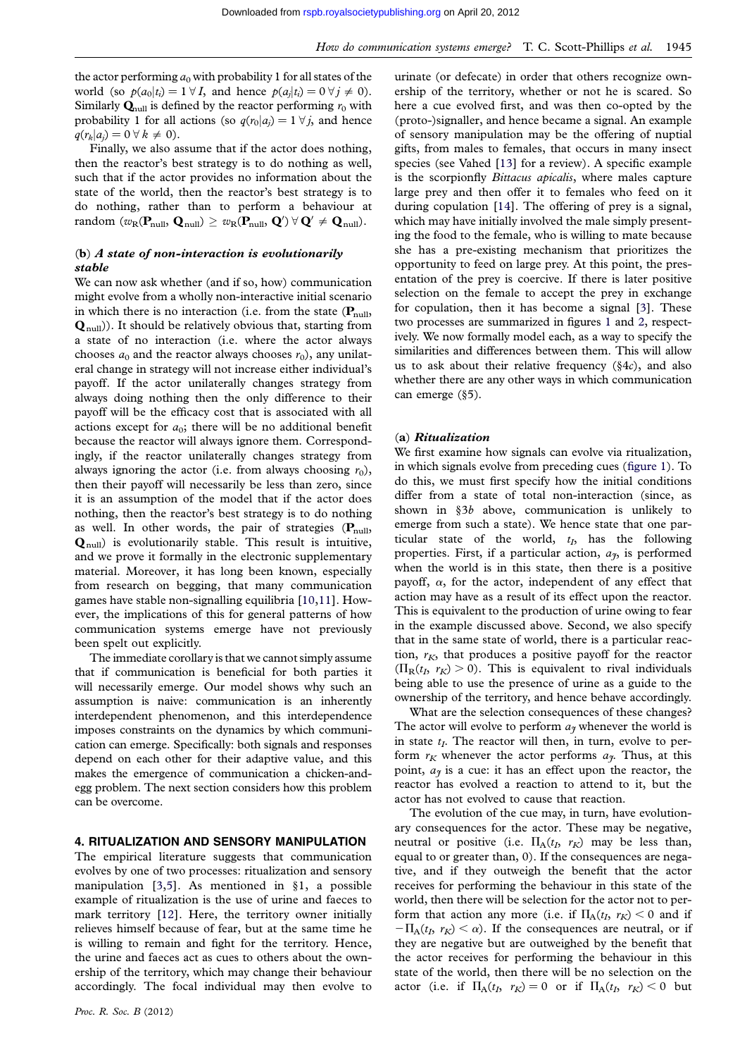the actor performing $a_0$ with probability 1 for all states of the world (so $p(a_0|t_i) = 1 \; \forall I$, and hence $p(a_j|t_i) = 0 \; \forall j \neq 0$). Similarly $\mathbf{Q}_{\text{null}}$ is defined by the reactor performing $r_0$ with probability 1 for all actions (so $q(r_0|a_j) = 1 \; \forall j$, and hence $q(r_k|a_j) = 0 \; \forall k \neq 0$).

Finally, we also assume that if the actor does nothing, then the reactor's best strategy is to do nothing as well, such that if the actor provides no information about the state of the world, then the reactor's best strategy is to do nothing, rather than to perform a behaviour at random ($w_R(\mathbf{P}_{\text{null}}, \mathbf{Q}_{\text{null}}) \geq w_R(\mathbf{P}_{\text{null}}, \mathbf{Q}') \; \forall \mathbf{Q}' \neq \mathbf{Q}_{\text{null}}$).

### (b) *A state of non-interaction is evolutionarily stable*

We can now ask whether (and if so, how) communication might evolve from a wholly non-interactive initial scenario in which there is no interaction (i.e. from the state ($\mathbf{P}_{\text{null}}$, $\mathbf{Q}_{\text{null}}$)). It should be relatively obvious that, starting from a state of no interaction (i.e. where the actor always chooses $a_0$ and the reactor always chooses $r_0$), any unilateral change in strategy will not increase either individual's payoff. If the actor unilaterally changes strategy from always doing nothing then the only difference to their payoff will be the efficacy cost that is associated with all actions except for $a_0$; there will be no additional benefit because the reactor will always ignore them. Correspondingly, if the reactor unilaterally changes strategy from always ignoring the actor (i.e. from always choosing $r_0$), then their payoff will necessarily be less than zero, since it is an assumption of the model that if the actor does nothing, then the reactor's best strategy is to do nothing as well. In other words, the pair of strategies ($\mathbf{P}_{\text{null}}$, $\mathbf{Q}_{\text{null}}$) is evolutionarily stable. This result is intuitive, and we prove it formally in the electronic supplementary material. Moreover, it has long been known, especially from research on begging, that many communication games have stable non-signalling equilibria [10,11]. However, the implications of this for general patterns of how communication systems emerge have not previously been spelt out explicitly.

The immediate corollary is that we cannot simply assume that if communication is beneficial for both parties it will necessarily emerge. Our model shows why such an assumption is naive: communication is an inherently interdependent phenomenon, and this interdependence imposes constraints on the dynamics by which communication can emerge. Specifically: both signals and responses depend on each other for their adaptive value, and this makes the emergence of communication a chicken-and-egg problem. The next section considers how this problem can be overcome.

## 4. RITUALIZATION AND SENSORY MANIPULATION

The empirical literature suggests that communication evolves by one of two processes: ritualization and sensory manipulation [3,5]. As mentioned in §1, a possible example of ritualization is the use of urine and faeces to mark territory [12]. Here, the territory owner initially relieves himself because of fear, but at the same time he is willing to remain and fight for the territory. Hence, the urine and faeces act as cues to others about the ownership of the territory, which may change their behaviour accordingly. The focal individual may then evolve to urinate (or defecate) in order that others recognize ownership of the territory, whether or not he is scared. So here a cue evolved first, and was then co-opted by the (proto-)signaller, and hence became a signal. An example of sensory manipulation may be the offering of nuptial gifts, from males to females, that occurs in many insect species (see Vahed [13] for a review). A specific example is the scorpionfly *Bittacus apicalis*, where males capture large prey and then offer it to females who feed on it during copulation [14]. The offering of prey is a signal, which may have initially involved the male simply presenting the food to the female, who is willing to mate because she has a pre-existing mechanism that prioritizes the opportunity to feed on large prey. At this point, the presentation of the prey is coercive. If there is later positive selection on the female to accept the prey in exchange for copulation, then it has become a signal [3]. These two processes are summarized in figures 1 and 2, respectively. We now formally model each, as a way to specify the similarities and differences between them. This will allow us to ask about their relative frequency (§4*c*), and also whether there are any other ways in which communication can emerge (§5).

### (a) *Ritualization*

We first examine how signals can evolve via ritualization, in which signals evolve from preceding cues (figure 1). To do this, we must first specify how the initial conditions differ from a state of total non-interaction (since, as shown in §3*b* above, communication is unlikely to emerge from such a state). We hence state that one particular state of the world, $t_I$, has the following properties. First, if a particular action, $a_J$, is performed when the world is in this state, then there is a positive payoff, $\alpha$, for the actor, independent of any effect that action may have as a result of its effect upon the reactor. This is equivalent to the production of urine owing to fear in the example discussed above. Second, we also specify that in the same state of world, there is a particular reaction, $r_K$, that produces a positive payoff for the reactor ($\Pi_R(t_I, r_K) > 0$). This is equivalent to rival individuals being able to use the presence of urine as a guide to the ownership of the territory, and hence behave accordingly.

What are the selection consequences of these changes? The actor will evolve to perform $a_J$ whenever the world is in state $t_I$. The reactor will then, in turn, evolve to perform $r_K$ whenever the actor performs $a_J$. Thus, at this point, $a_J$ is a cue: it has an effect upon the reactor, the reactor has evolved a reaction to attend to it, but the actor has not evolved to cause that reaction.

The evolution of the cue may, in turn, have evolutionary consequences for the actor. These may be negative, neutral or positive (i.e. $\Pi_A(t_I, r_K)$ may be less than, equal to or greater than, 0). If the consequences are negative, and if they outweigh the benefit that the actor receives for performing the behaviour in this state of the world, then there will be selection for the actor not to perform that action any more (i.e. if $\Pi_A(t_I, r_K) < 0$ and if $-\Pi_A(t_I, r_K) < \alpha$). If the consequences are neutral, or if they are negative but are outweighed by the benefit that the actor receives for performing the behaviour in this state of the world, then there will be no selection on the actor (i.e. if $\Pi_A(t_I, r_K) = 0$ or if $\Pi_A(t_I, r_K) < 0$ but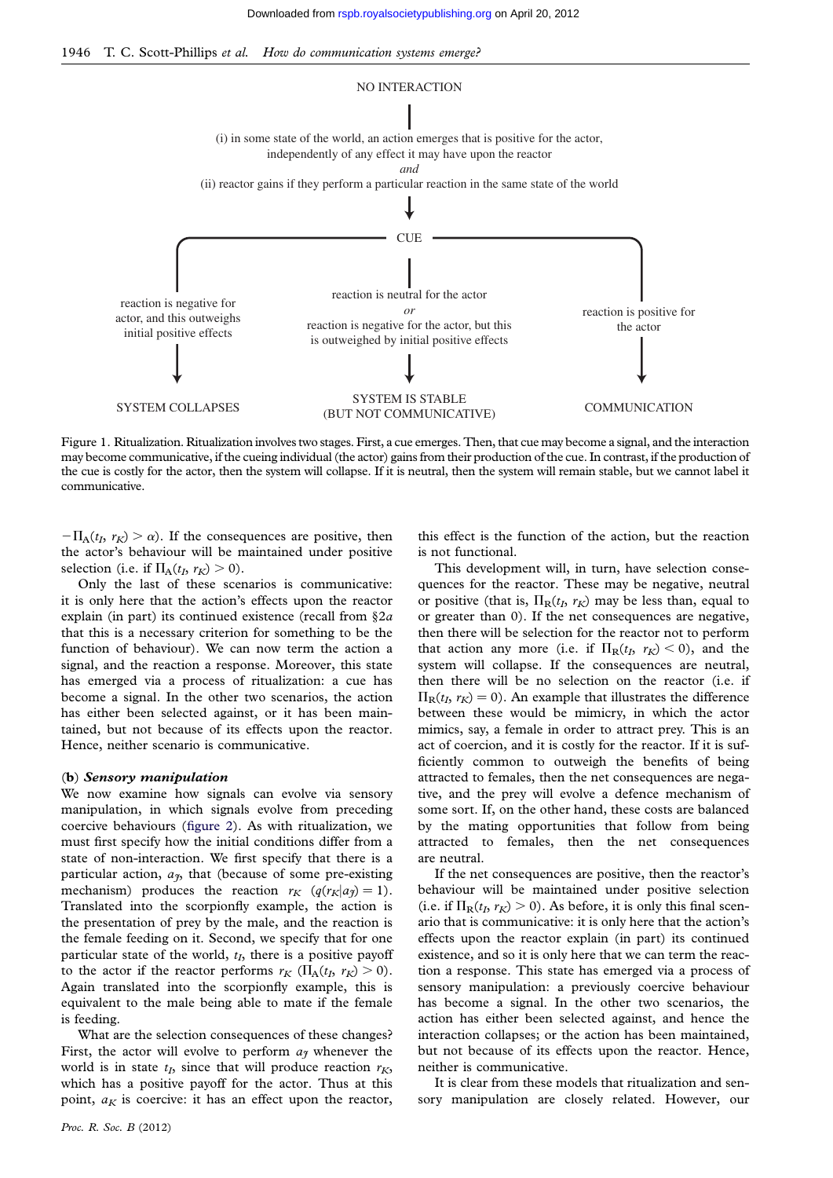NO INTERACTION

(i) in some state of the world, an action emerges that is positive for the actor, independently of any effect it may have upon the reactor

*and*

(ii) reactor gains if they perform a particular reaction in the same state of the world

CUE

reaction is negative for actor, and this outweighs initial positive effects → SYSTEM COLLAPSES

reaction is neutral for the actor *or* reaction is negative for the actor, but this is outweighed by initial positive effects → SYSTEM IS STABLE (BUT NOT COMMUNICATIVE)

reaction is positive for the actor → COMMUNICATION

Figure 1. Ritualization. Ritualization involves two stages. First, a cue emerges. Then, that cue may become a signal, and the interaction may become communicative, if the cueing individual (the actor) gains from their production of the cue. In contrast, if the production of the cue is costly for the actor, then the system will collapse. If it is neutral, then the system will remain stable, but we cannot label it communicative.

$-\Pi_A(t_I, r_K) > \alpha$). If the consequences are positive, then the actor's behaviour will be maintained under positive selection (i.e. if $\Pi_A(t_I, r_K) > 0$).

Only the last of these scenarios is communicative: it is only here that the action's effects upon the reactor explain (in part) its continued existence (recall from §2*a* that this is a necessary criterion for something to be the function of behaviour). We can now term the action a signal, and the reaction a response. Moreover, this state has emerged via a process of ritualization: a cue has become a signal. In the other two scenarios, the action has either been selected against, or it has been maintained, but not because of its effects upon the reactor. Hence, neither scenario is communicative.

### (b) *Sensory manipulation*

We now examine how signals can evolve via sensory manipulation, in which signals evolve from preceding coercive behaviours (figure 2). As with ritualization, we must first specify how the initial conditions differ from a state of non-interaction. We first specify that there is a particular action, $a_J$, that (because of some pre-existing mechanism) produces the reaction $r_K$ ($q(r_K|a_J) = 1$). Translated into the scorpionfly example, the action is the presentation of prey by the male, and the reaction is the female feeding on it. Second, we specify that for one particular state of the world, $t_I$, there is a positive payoff to the actor if the reactor performs $r_K$ ($\Pi_A(t_I, r_K) > 0$). Again translated into the scorpionfly example, this is equivalent to the male being able to mate if the female is feeding.

What are the selection consequences of these changes? First, the actor will evolve to perform $a_J$ whenever the world is in state $t_I$, since that will produce reaction $r_K$, which has a positive payoff for the actor. Thus at this point, $a_K$ is coercive: it has an effect upon the reactor, this effect is the function of the action, but the reaction is not functional.

This development will, in turn, have selection consequences for the reactor. These may be negative, neutral or positive (that is, $\Pi_R(t_I, r_K)$ may be less than, equal to or greater than 0). If the net consequences are negative, then there will be selection for the reactor not to perform that action any more (i.e. if $\Pi_R(t_I, r_K) < 0$), and the system will collapse. If the consequences are neutral, then there will be no selection on the reactor (i.e. if $\Pi_R(t_I, r_K) = 0$). An example that illustrates the difference between these would be mimicry, in which the actor mimics, say, a female in order to attract prey. This is an act of coercion, and it is costly for the reactor. If it is sufficiently common to outweigh the benefits of being attracted to females, then the net consequences are negative, and the prey will evolve a defence mechanism of some sort. If, on the other hand, these costs are balanced by the mating opportunities that follow from being attracted to females, then the net consequences are neutral.

If the net consequences are positive, then the reactor's behaviour will be maintained under positive selection (i.e. if $\Pi_R(t_I, r_K) > 0$). As before, it is only this final scenario that is communicative: it is only here that the action's effects upon the reactor explain (in part) its continued existence, and so it is only here that we can term the reaction a response. This state has emerged via a process of sensory manipulation: a previously coercive behaviour has become a signal. In the other two scenarios, the action has either been selected against, and hence the interaction collapses; or the action has been maintained, but not because of its effects upon the reactor. Hence, neither is communicative.

It is clear from these models that ritualization and sensory manipulation are closely related. However, our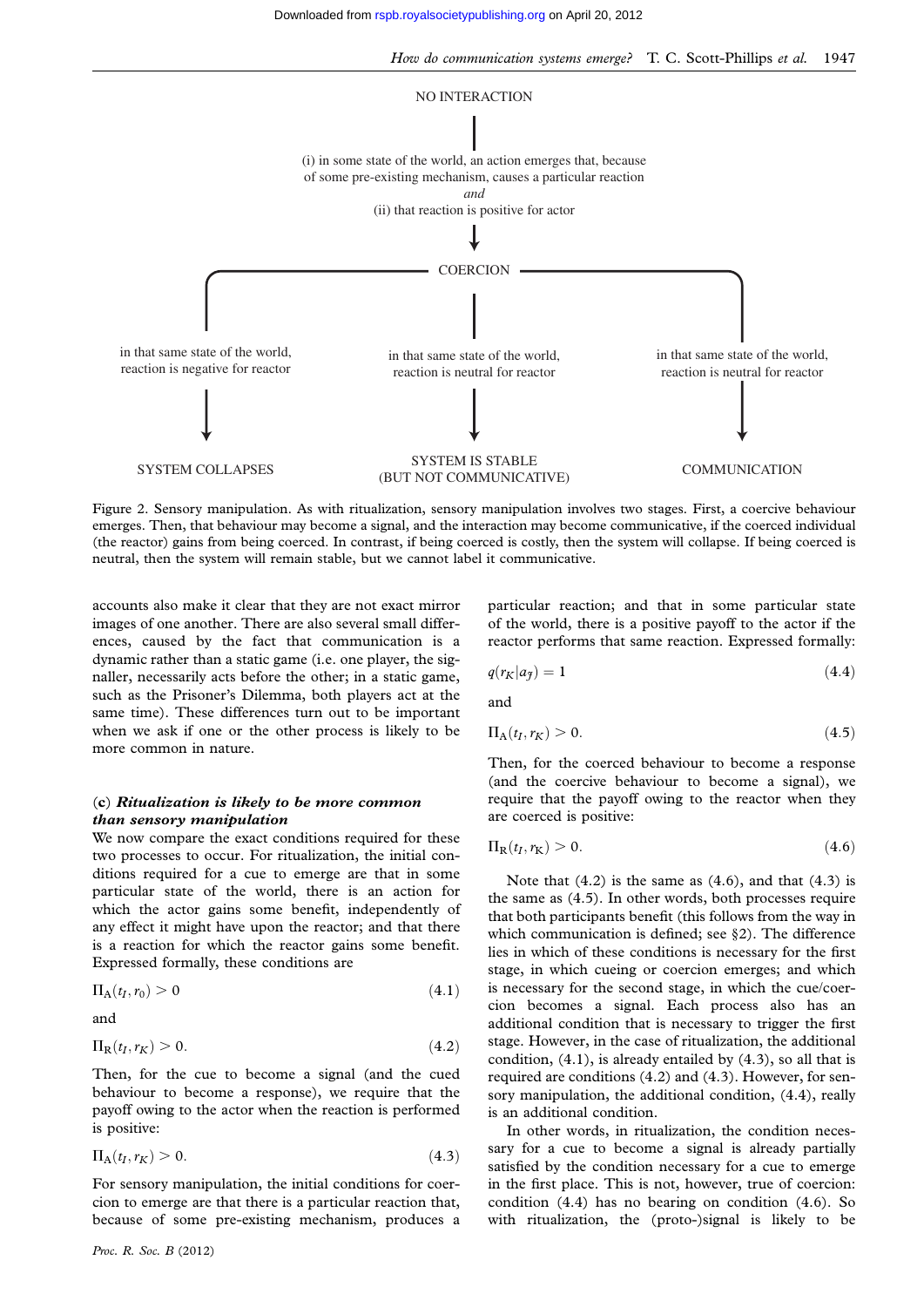NO INTERACTION

(i) in some state of the world, an action emerges that, because of some pre-existing mechanism, causes a particular reaction
*and*
(ii) that reaction is positive for actor

COERCION

- in that same state of the world, reaction is negative for reactor → SYSTEM COLLAPSES
- in that same state of the world, reaction is neutral for reactor → SYSTEM IS STABLE (BUT NOT COMMUNICATIVE)
- in that same state of the world, reaction is neutral for reactor → COMMUNICATION

Figure 2. Sensory manipulation. As with ritualization, sensory manipulation involves two stages. First, a coercive behaviour emerges. Then, that behaviour may become a signal, and the interaction may become communicative, if the coerced individual (the reactor) gains from being coerced. In contrast, if being coerced is costly, then the system will collapse. If being coerced is neutral, then the system will remain stable, but we cannot label it communicative.

accounts also make it clear that they are not exact mirror images of one another. There are also several small differences, caused by the fact that communication is a dynamic rather than a static game (i.e. one player, the signaller, necessarily acts before the other; in a static game, such as the Prisoner's Dilemma, both players act at the same time). These differences turn out to be important when we ask if one or the other process is likely to be more common in nature.

### (c) *Ritualization is likely to be more common than sensory manipulation*

We now compare the exact conditions required for these two processes to occur. For ritualization, the initial conditions required for a cue to emerge are that in some particular state of the world, there is an action for which the actor gains some benefit, independently of any effect it might have upon the reactor; and that there is a reaction for which the reactor gains some benefit. Expressed formally, these conditions are

$$\Pi_{\mathrm{A}}(t_I, r_0) > 0 \tag{4.1}$$

and

$$\Pi_{\mathrm{R}}(t_I, r_K) > 0. \tag{4.2}$$

Then, for the cue to become a signal (and the cued behaviour to become a response), we require that the payoff owing to the actor when the reaction is performed is positive:

$$\Pi_{\mathrm{A}}(t_I, r_K) > 0. \tag{4.3}$$

For sensory manipulation, the initial conditions for coercion to emerge are that there is a particular reaction that, because of some pre-existing mechanism, produces a particular reaction; and that in some particular state of the world, there is a positive payoff to the actor if the reactor performs that same reaction. Expressed formally:

$$q(r_K | a_J) = 1 \tag{4.4}$$

and

$$\Pi_{\mathrm{A}}(t_I, r_K) > 0. \tag{4.5}$$

Then, for the coerced behaviour to become a response (and the coercive behaviour to become a signal), we require that the payoff owing to the reactor when they are coerced is positive:

$$\Pi_{\mathrm{R}}(t_I, r_{\mathrm{K}}) > 0. \tag{4.6}$$

Note that (4.2) is the same as (4.6), and that (4.3) is the same as (4.5). In other words, both processes require that both participants benefit (this follows from the way in which communication is defined; see §2). The difference lies in which of these conditions is necessary for the first stage, in which cueing or coercion emerges; and which is necessary for the second stage, in which the cue/coercion becomes a signal. Each process also has an additional condition that is necessary to trigger the first stage. However, in the case of ritualization, the additional condition, (4.1), is already entailed by (4.3), so all that is required are conditions (4.2) and (4.3). However, for sensory manipulation, the additional condition, (4.4), really is an additional condition.

In other words, in ritualization, the condition necessary for a cue to become a signal is already partially satisfied by the condition necessary for a cue to emerge in the first place. This is not, however, true of coercion: condition (4.4) has no bearing on condition (4.6). So with ritualization, the (proto-)signal is likely to be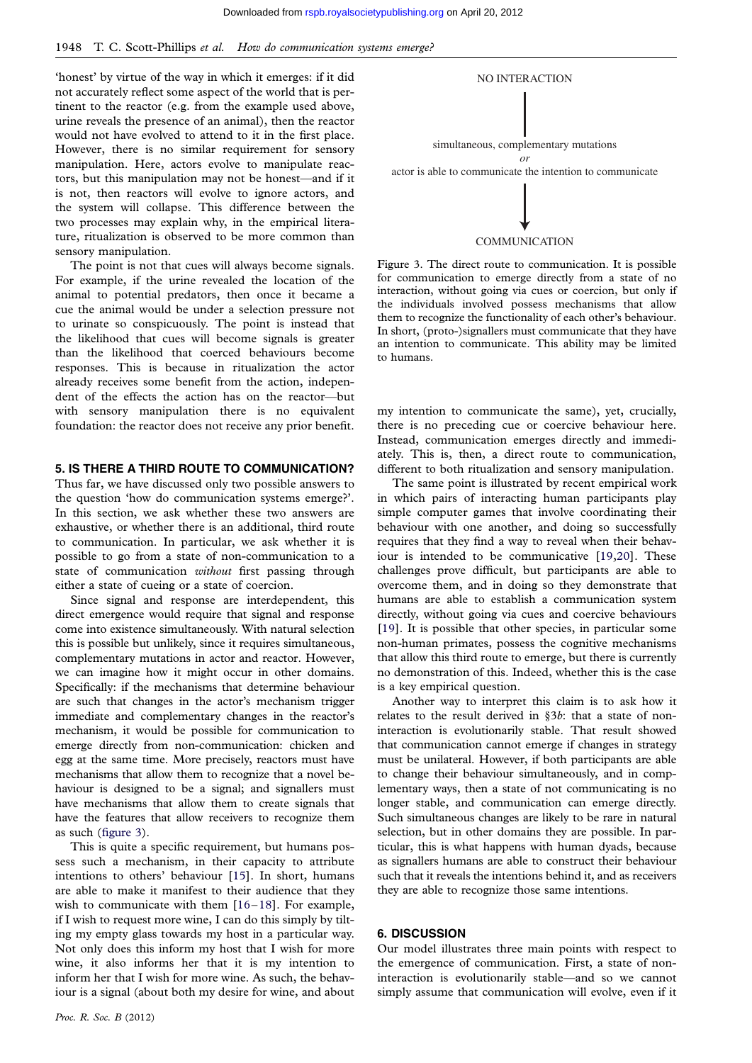'honest' by virtue of the way in which it emerges: if it did not accurately reflect some aspect of the world that is pertinent to the reactor (e.g. from the example used above, urine reveals the presence of an animal), then the reactor would not have evolved to attend to it in the first place. However, there is no similar requirement for sensory manipulation. Here, actors evolve to manipulate reactors, but this manipulation may not be honest—and if it is not, then reactors will evolve to ignore actors, and the system will collapse. This difference between the two processes may explain why, in the empirical literature, ritualization is observed to be more common than sensory manipulation.

The point is not that cues will always become signals. For example, if the urine revealed the location of the animal to potential predators, then once it became a cue the animal would be under a selection pressure not to urinate so conspicuously. The point is instead that the likelihood that cues will become signals is greater than the likelihood that coerced behaviours become responses. This is because in ritualization the actor already receives some benefit from the action, independent of the effects the action has on the reactor—but with sensory manipulation there is no equivalent foundation: the reactor does not receive any prior benefit.

## 5. IS THERE A THIRD ROUTE TO COMMUNICATION?

Thus far, we have discussed only two possible answers to the question 'how do communication systems emerge?'. In this section, we ask whether these two answers are exhaustive, or whether there is an additional, third route to communication. In particular, we ask whether it is possible to go from a state of non-communication to a state of communication *without* first passing through either a state of cueing or a state of coercion.

Since signal and response are interdependent, this direct emergence would require that signal and response come into existence simultaneously. With natural selection this is possible but unlikely, since it requires simultaneous, complementary mutations in actor and reactor. However, we can imagine how it might occur in other domains. Specifically: if the mechanisms that determine behaviour are such that changes in the actor's mechanism trigger immediate and complementary changes in the reactor's mechanism, it would be possible for communication to emerge directly from non-communication: chicken and egg at the same time. More precisely, reactors must have mechanisms that allow them to recognize that a novel behaviour is designed to be a signal; and signallers must have mechanisms that allow them to create signals that have the features that allow receivers to recognize them as such (figure 3).

This is quite a specific requirement, but humans possess such a mechanism, in their capacity to attribute intentions to others' behaviour [15]. In short, humans are able to make it manifest to their audience that they wish to communicate with them [16–18]. For example, if I wish to request more wine, I can do this simply by tilting my empty glass towards my host in a particular way. Not only does this inform my host that I wish for more wine, it also informs her that it is my intention to inform her that I wish for more wine. As such, the behaviour is a signal (about both my desire for wine, and about my intention to communicate the same), yet, crucially, there is no preceding cue or coercive behaviour here. Instead, communication emerges directly and immediately. This is, then, a direct route to communication, different to both ritualization and sensory manipulation.

NO INTERACTION

simultaneous, complementary mutations

*or*

actor is able to communicate the intention to communicate

COMMUNICATION

Figure 3. The direct route to communication. It is possible for communication to emerge directly from a state of no interaction, without going via cues or coercion, but only if the individuals involved possess mechanisms that allow them to recognize the functionality of each other's behaviour. In short, (proto-)signallers must communicate that they have an intention to communicate. This ability may be limited to humans.

The same point is illustrated by recent empirical work in which pairs of interacting human participants play simple computer games that involve coordinating their behaviour with one another, and doing so successfully requires that they find a way to reveal when their behaviour is intended to be communicative [19,20]. These challenges prove difficult, but participants are able to overcome them, and in doing so they demonstrate that humans are able to establish a communication system directly, without going via cues and coercive behaviours [19]. It is possible that other species, in particular some non-human primates, possess the cognitive mechanisms that allow this third route to emerge, but there is currently no demonstration of this. Indeed, whether this is the case is a key empirical question.

Another way to interpret this claim is to ask how it relates to the result derived in §3*b*: that a state of non-interaction is evolutionarily stable. That result showed that communication cannot emerge if changes in strategy must be unilateral. However, if both participants are able to change their behaviour simultaneously, and in complementary ways, then a state of not communicating is no longer stable, and communication can emerge directly. Such simultaneous changes are likely to be rare in natural selection, but in other domains they are possible. In particular, this is what happens with human dyads, because as signallers humans are able to construct their behaviour such that it reveals the intentions behind it, and as receivers they are able to recognize those same intentions.

## 6. DISCUSSION

Our model illustrates three main points with respect to the emergence of communication. First, a state of non-interaction is evolutionarily stable—and so we cannot simply assume that communication will evolve, even if it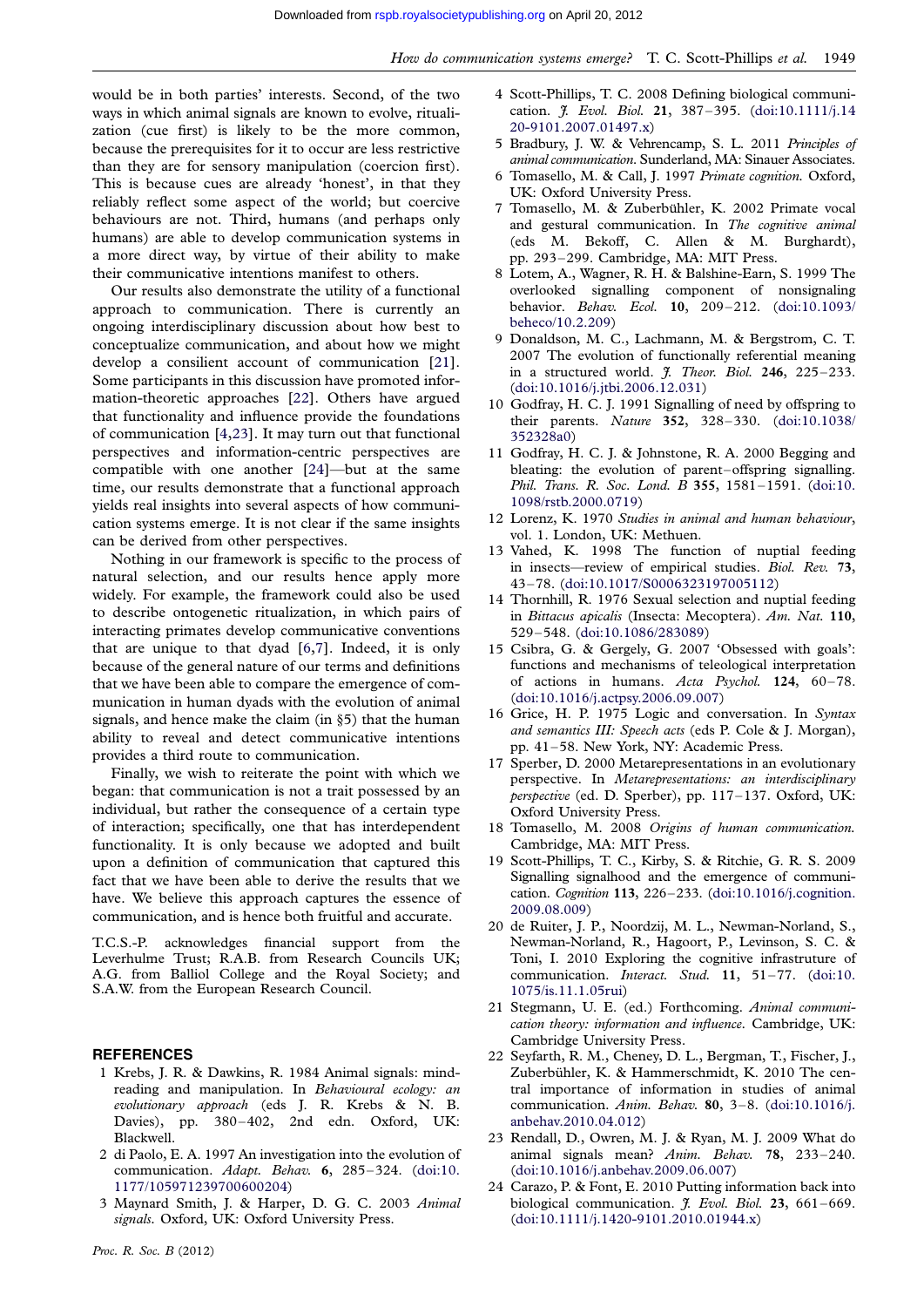would be in both parties' interests. Second, of the two ways in which animal signals are known to evolve, ritualization (cue first) is likely to be the more common, because the prerequisites for it to occur are less restrictive than they are for sensory manipulation (coercion first). This is because cues are already 'honest', in that they reliably reflect some aspect of the world; but coercive behaviours are not. Third, humans (and perhaps only humans) are able to develop communication systems in a more direct way, by virtue of their ability to make their communicative intentions manifest to others.

Our results also demonstrate the utility of a functional approach to communication. There is currently an ongoing interdisciplinary discussion about how best to conceptualize communication, and about how we might develop a consilient account of communication [21]. Some participants in this discussion have promoted information-theoretic approaches [22]. Others have argued that functionality and influence provide the foundations of communication [4,23]. It may turn out that functional perspectives and information-centric perspectives are compatible with one another [24]—but at the same time, our results demonstrate that a functional approach yields real insights into several aspects of how communication systems emerge. It is not clear if the same insights can be derived from other perspectives.

Nothing in our framework is specific to the process of natural selection, and our results hence apply more widely. For example, the framework could also be used to describe ontogenetic ritualization, in which pairs of interacting primates develop communicative conventions that are unique to that dyad [6,7]. Indeed, it is only because of the general nature of our terms and definitions that we have been able to compare the emergence of communication in human dyads with the evolution of animal signals, and hence make the claim (in §5) that the human ability to reveal and detect communicative intentions provides a third route to communication.

Finally, we wish to reiterate the point with which we began: that communication is not a trait possessed by an individual, but rather the consequence of a certain type of interaction; specifically, one that has interdependent functionality. It is only because we adopted and built upon a definition of communication that captured this fact that we have been able to derive the results that we have. We believe this approach captures the essence of communication, and is hence both fruitful and accurate.

T.C.S.-P. acknowledges financial support from the Leverhulme Trust; R.A.B. from Research Councils UK; A.G. from Balliol College and the Royal Society; and S.A.W. from the European Research Council.

## REFERENCES

1 Krebs, J. R. & Dawkins, R. 1984 Animal signals: mind-reading and manipulation. In *Behavioural ecology: an evolutionary approach* (eds J. R. Krebs & N. B. Davies), pp. 380–402, 2nd edn. Oxford, UK: Blackwell.

2 di Paolo, E. A. 1997 An investigation into the evolution of communication. *Adapt. Behav.* **6**, 285–324. (doi:10.1177/105971239700600204)

3 Maynard Smith, J. & Harper, D. G. C. 2003 *Animal signals*. Oxford, UK: Oxford University Press.

4 Scott-Phillips, T. C. 2008 Defining biological communication. *J. Evol. Biol.* **21**, 387–395. (doi:10.1111/j.1420-9101.2007.01497.x)

5 Bradbury, J. W. & Vehrencamp, S. L. 2011 *Principles of animal communication*. Sunderland, MA: Sinauer Associates.

6 Tomasello, M. & Call, J. 1997 *Primate cognition*. Oxford, UK: Oxford University Press.

7 Tomasello, M. & Zuberbühler, K. 2002 Primate vocal and gestural communication. In *The cognitive animal* (eds M. Bekoff, C. Allen & M. Burghardt), pp. 293–299. Cambridge, MA: MIT Press.

8 Lotem, A., Wagner, R. H. & Balshine-Earn, S. 1999 The overlooked signalling component of nonsignaling behavior. *Behav. Ecol.* **10**, 209–212. (doi:10.1093/beheco/10.2.209)

9 Donaldson, M. C., Lachmann, M. & Bergstrom, C. T. 2007 The evolution of functionally referential meaning in a structured world. *J. Theor. Biol.* **246**, 225–233. (doi:10.1016/j.jtbi.2006.12.031)

10 Godfray, H. C. J. 1991 Signalling of need by offspring to their parents. *Nature* **352**, 328–330. (doi:10.1038/352328a0)

11 Godfray, H. C. J. & Johnstone, R. A. 2000 Begging and bleating: the evolution of parent–offspring signalling. *Phil. Trans. R. Soc. Lond. B* **355**, 1581–1591. (doi:10.1098/rstb.2000.0719)

12 Lorenz, K. 1970 *Studies in animal and human behaviour*, vol. 1. London, UK: Methuen.

13 Vahed, K. 1998 The function of nuptial feeding in insects—review of empirical studies. *Biol. Rev.* **73**, 43–78. (doi:10.1017/S0006323197005112)

14 Thornhill, R. 1976 Sexual selection and nuptial feeding in *Bittacus apicalis* (Insecta: Mecoptera). *Am. Nat.* **110**, 529–548. (doi:10.1086/283089)

15 Csibra, G. & Gergely, G. 2007 'Obsessed with goals': functions and mechanisms of teleological interpretation of actions in humans. *Acta Psychol.* **124**, 60–78. (doi:10.1016/j.actpsy.2006.09.007)

16 Grice, H. P. 1975 Logic and conversation. In *Syntax and semantics III: Speech acts* (eds P. Cole & J. Morgan), pp. 41–58. New York, NY: Academic Press.

17 Sperber, D. 2000 Metarepresentations in an evolutionary perspective. In *Metarepresentations: an interdisciplinary perspective* (ed. D. Sperber), pp. 117–137. Oxford, UK: Oxford University Press.

18 Tomasello, M. 2008 *Origins of human communication*. Cambridge, MA: MIT Press.

19 Scott-Phillips, T. C., Kirby, S. & Ritchie, G. R. S. 2009 Signalling signalhood and the emergence of communication. *Cognition* **113**, 226–233. (doi:10.1016/j.cognition.2009.08.009)

20 de Ruiter, J. P., Noordzij, M. L., Newman-Norland, S., Newman-Norland, R., Hagoort, P., Levinson, S. C. & Toni, I. 2010 Exploring the cognitive infrastructure of communication. *Interact. Stud.* **11**, 51–77. (doi:10.1075/is.11.1.05rui)

21 Stegmann, U. E. (ed.) Forthcoming. *Animal communication theory: information and influence*. Cambridge, UK: Cambridge University Press.

22 Seyfarth, R. M., Cheney, D. L., Bergman, T., Fischer, J., Zuberbühler, K. & Hammerschmidt, K. 2010 The central importance of information in studies of animal communication. *Anim. Behav.* **80**, 3–8. (doi:10.1016/j.anbehav.2010.04.012)

23 Rendall, D., Owren, M. J. & Ryan, M. J. 2009 What do animal signals mean? *Anim. Behav.* **78**, 233–240. (doi:10.1016/j.anbehav.2009.06.007)

24 Carazo, P. & Font, E. 2010 Putting information back into biological communication. *J. Evol. Biol.* **23**, 661–669. (doi:10.1111/j.1420-9101.2010.01944.x)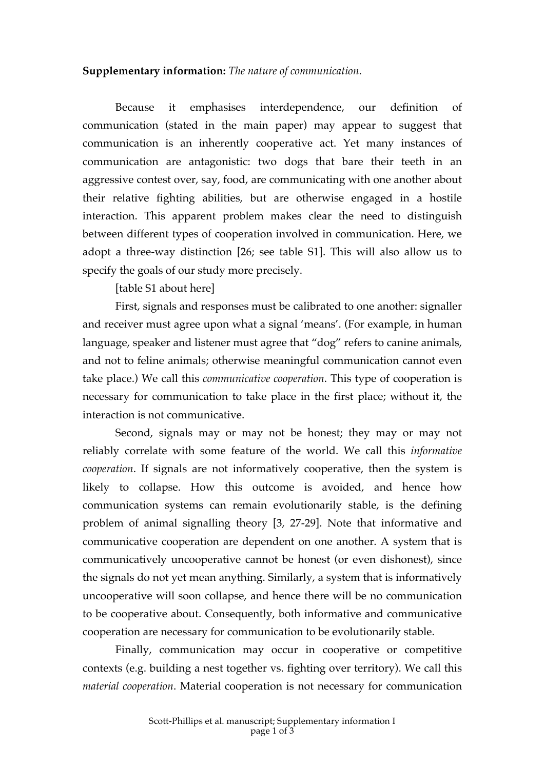**Supplementary information:** *The nature of communication*.

Because it emphasises interdependence, our definition of communication (stated in the main paper) may appear to suggest that communication is an inherently cooperative act. Yet many instances of communication are antagonistic: two dogs that bare their teeth in an aggressive contest over, say, food, are communicating with one another about their relative fighting abilities, but are otherwise engaged in a hostile interaction. This apparent problem makes clear the need to distinguish between different types of cooperation involved in communication. Here, we adopt a three-way distinction [26; see table S1]. This will also allow us to specify the goals of our study more precisely.

[table S1 about here]

First, signals and responses must be calibrated to one another: signaller and receiver must agree upon what a signal 'means'. (For example, in human language, speaker and listener must agree that "dog" refers to canine animals, and not to feline animals; otherwise meaningful communication cannot even take place.) We call this *communicative cooperation*. This type of cooperation is necessary for communication to take place in the first place; without it, the interaction is not communicative.

Second, signals may or may not be honest; they may or may not reliably correlate with some feature of the world. We call this *informative cooperation*. If signals are not informatively cooperative, then the system is likely to collapse. How this outcome is avoided, and hence how communication systems can remain evolutionarily stable, is the defining problem of animal signalling theory [3, 27-29]. Note that informative and communicative cooperation are dependent on one another. A system that is communicatively uncooperative cannot be honest (or even dishonest), since the signals do not yet mean anything. Similarly, a system that is informatively uncooperative will soon collapse, and hence there will be no communication to be cooperative about. Consequently, both informative and communicative cooperation are necessary for communication to be evolutionarily stable.

Finally, communication may occur in cooperative or competitive contexts (e.g. building a nest together vs. fighting over territory). We call this *material cooperation*. Material cooperation is not necessary for communication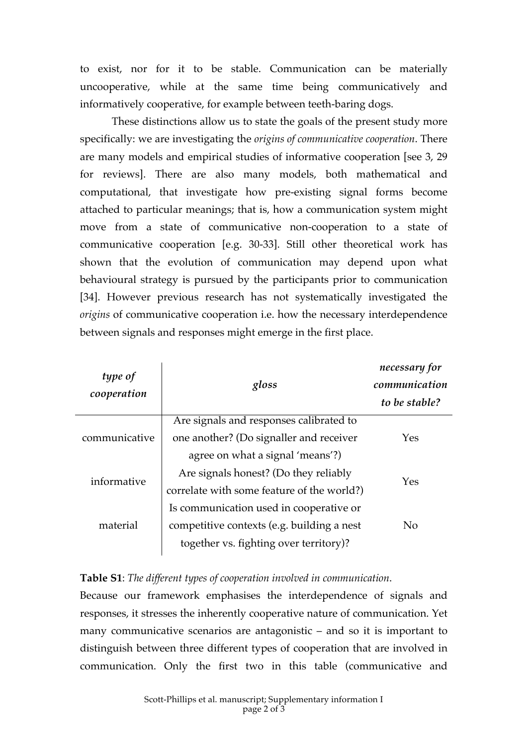to exist, nor for it to be stable. Communication can be materially uncooperative, while at the same time being communicatively and informatively cooperative, for example between teeth-baring dogs.

These distinctions allow us to state the goals of the present study more specifically: we are investigating the *origins of communicative cooperation*. There are many models and empirical studies of informative cooperation [see 3, 29 for reviews]. There are also many models, both mathematical and computational, that investigate how pre-existing signal forms become attached to particular meanings; that is, how a communication system might move from a state of communicative non-cooperation to a state of communicative cooperation [e.g. 30-33]. Still other theoretical work has shown that the evolution of communication may depend upon what behavioural strategy is pursued by the participants prior to communication [34]. However previous research has not systematically investigated the *origins* of communicative cooperation i.e. how the necessary interdependence between signals and responses might emerge in the first place.

| *type of cooperation* | *gloss* | *necessary for communication to be stable?* |
|---|---|---|
| communicative | Are signals and responses calibrated to one another? (Do signaller and receiver agree on what a signal 'means'?) | Yes |
| informative | Are signals honest? (Do they reliably correlate with some feature of the world?) | Yes |
| material | Is communication used in cooperative or competitive contexts (e.g. building a nest together vs. fighting over territory)? | No |

**Table S1**: *The different types of cooperation involved in communication*.

Because our framework emphasises the interdependence of signals and responses, it stresses the inherently cooperative nature of communication. Yet many communicative scenarios are antagonistic – and so it is important to distinguish between three different types of cooperation that are involved in communication. Only the first two in this table (communicative and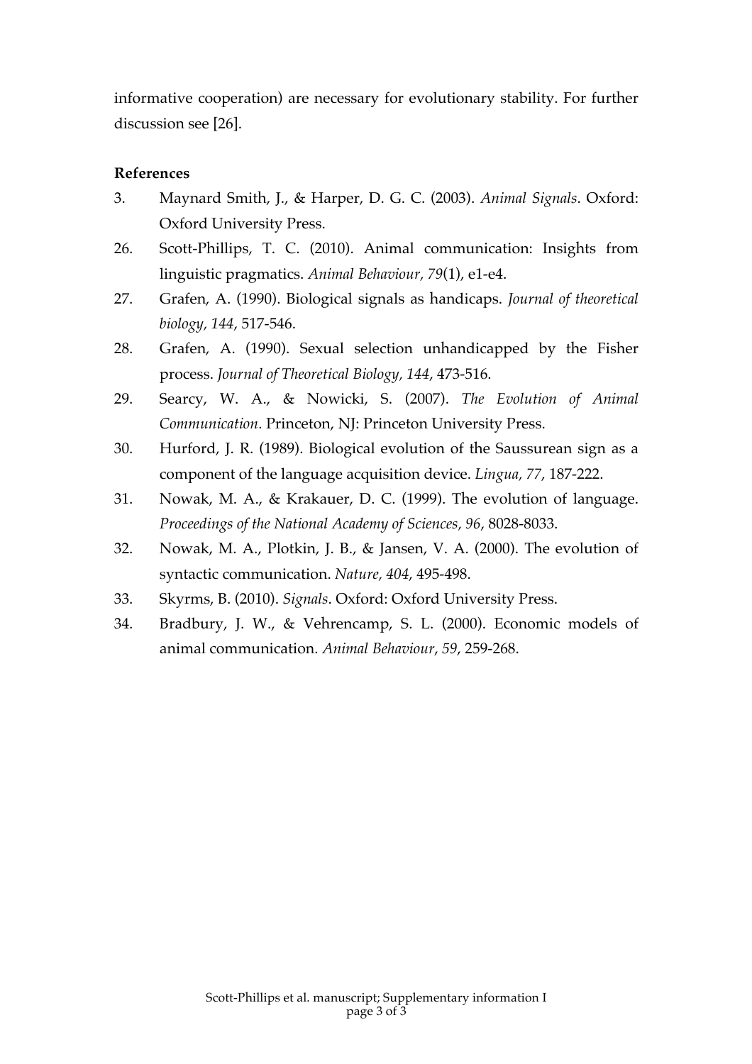informative cooperation) are necessary for evolutionary stability. For further discussion see [26].

**References**

3. Maynard Smith, J., & Harper, D. G. C. (2003). *Animal Signals*. Oxford: Oxford University Press.
26. Scott-Phillips, T. C. (2010). Animal communication: Insights from linguistic pragmatics. *Animal Behaviour, 79*(1), e1-e4.
27. Grafen, A. (1990). Biological signals as handicaps. *Journal of theoretical biology, 144*, 517-546.
28. Grafen, A. (1990). Sexual selection unhandicapped by the Fisher process. *Journal of Theoretical Biology, 144*, 473-516.
29. Searcy, W. A., & Nowicki, S. (2007). *The Evolution of Animal Communication*. Princeton, NJ: Princeton University Press.
30. Hurford, J. R. (1989). Biological evolution of the Saussurean sign as a component of the language acquisition device. *Lingua, 77*, 187-222.
31. Nowak, M. A., & Krakauer, D. C. (1999). The evolution of language. *Proceedings of the National Academy of Sciences, 96*, 8028-8033.
32. Nowak, M. A., Plotkin, J. B., & Jansen, V. A. (2000). The evolution of syntactic communication. *Nature, 404*, 495-498.
33. Skyrms, B. (2010). *Signals*. Oxford: Oxford University Press.
34. Bradbury, J. W., & Vehrencamp, S. L. (2000). Economic models of animal communication. *Animal Behaviour*, *59*, 259-268.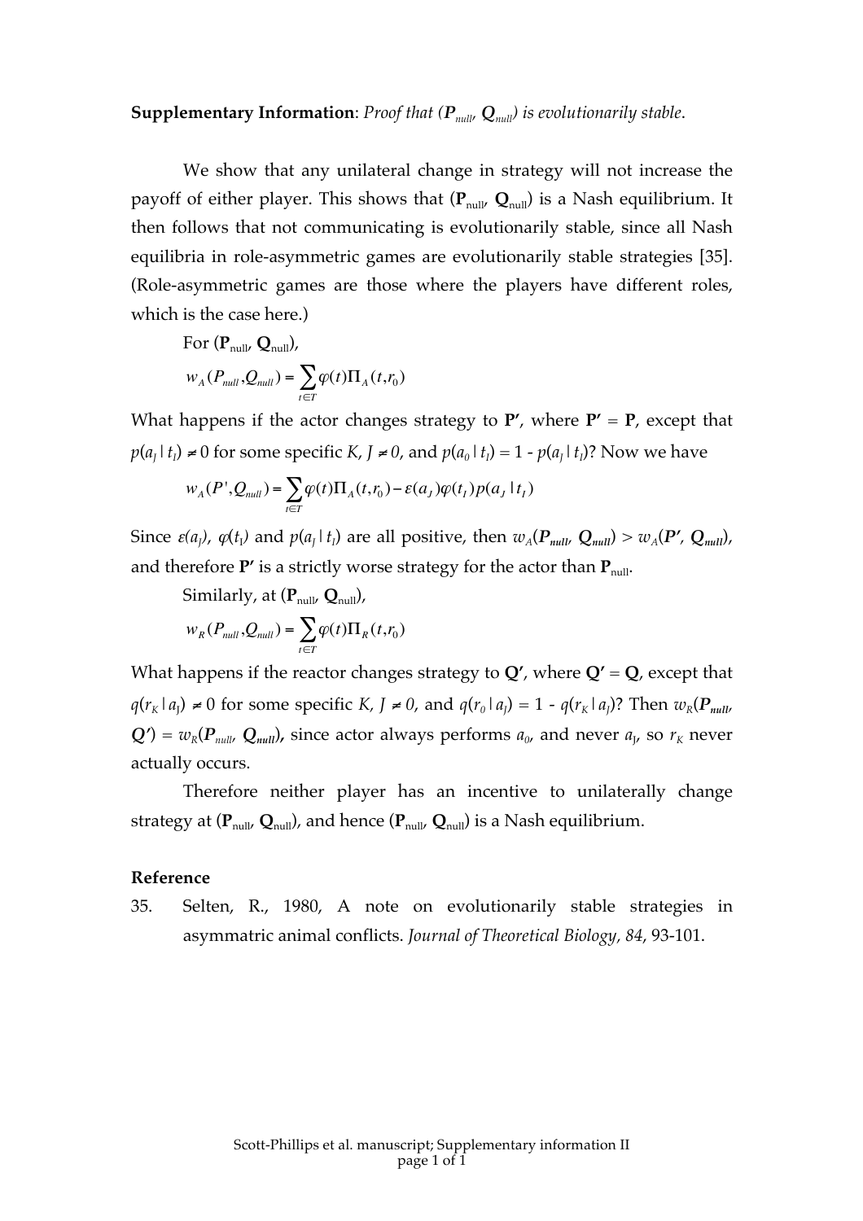**Supplementary Information**: *Proof that ($P_{null}$, $Q_{null}$) is evolutionarily stable.*

We show that any unilateral change in strategy will not increase the payoff of either player. This shows that ($\mathbf{P}_{null}$, $\mathbf{Q}_{null}$) is a Nash equilibrium. It then follows that not communicating is evolutionarily stable, since all Nash equilibria in role-asymmetric games are evolutionarily stable strategies [35]. (Role-asymmetric games are those where the players have different roles, which is the case here.)

For ($\mathbf{P}_{null}$, $\mathbf{Q}_{null}$),

$$w_A(P_{null}, Q_{null}) = \sum_{t \in T} \varphi(t) \Pi_A(t, r_0)$$

What happens if the actor changes strategy to $\mathbf{P'}$, where $\mathbf{P'} = \mathbf{P}$, except that $p(a_J \mid t_I) \neq 0$ for some specific $K, J \neq 0$, and $p(a_0 \mid t_I) = 1 - p(a_J \mid t_I)$? Now we have

$$w_A(P', Q_{null}) = \sum_{t \in T} \varphi(t) \Pi_A(t, r_0) - \varepsilon(a_J) \varphi(t_I) p(a_J \mid t_I)$$

Since $\varepsilon(a_J)$, $\varphi(t_I)$ and $p(a_J \mid t_I)$ are all positive, then $w_A(\boldsymbol{P_{null}}, \boldsymbol{Q_{null}}) > w_A(\boldsymbol{P'}, \boldsymbol{Q_{null}})$, and therefore $\mathbf{P'}$ is a strictly worse strategy for the actor than $\mathbf{P}_{null}$.

Similarly, at ($\mathbf{P}_{null}$, $\mathbf{Q}_{null}$),

$$w_R(P_{null}, Q_{null}) = \sum_{t \in T} \varphi(t) \Pi_R(t, r_0)$$

What happens if the reactor changes strategy to $\mathbf{Q'}$, where $\mathbf{Q'} = \mathbf{Q}$, except that $q(r_K \mid a_J) \neq 0$ for some specific $K, J \neq 0$, and $q(r_0 \mid a_J) = 1 - q(r_K \mid a_J)$? Then $w_R(\boldsymbol{P_{null}}, \boldsymbol{Q'}) = w_R(\boldsymbol{P_{null}}, \boldsymbol{Q_{null}})$, since actor always performs $a_0$, and never $a_J$, so $r_K$ never actually occurs.

Therefore neither player has an incentive to unilaterally change strategy at ($\mathbf{P}_{null}$, $\mathbf{Q}_{null}$), and hence ($\mathbf{P}_{null}$, $\mathbf{Q}_{null}$) is a Nash equilibrium.

### Reference

35. Selten, R., 1980, A note on evolutionarily stable strategies in asymmatric animal conflicts. *Journal of Theoretical Biology, 84*, 93-101.